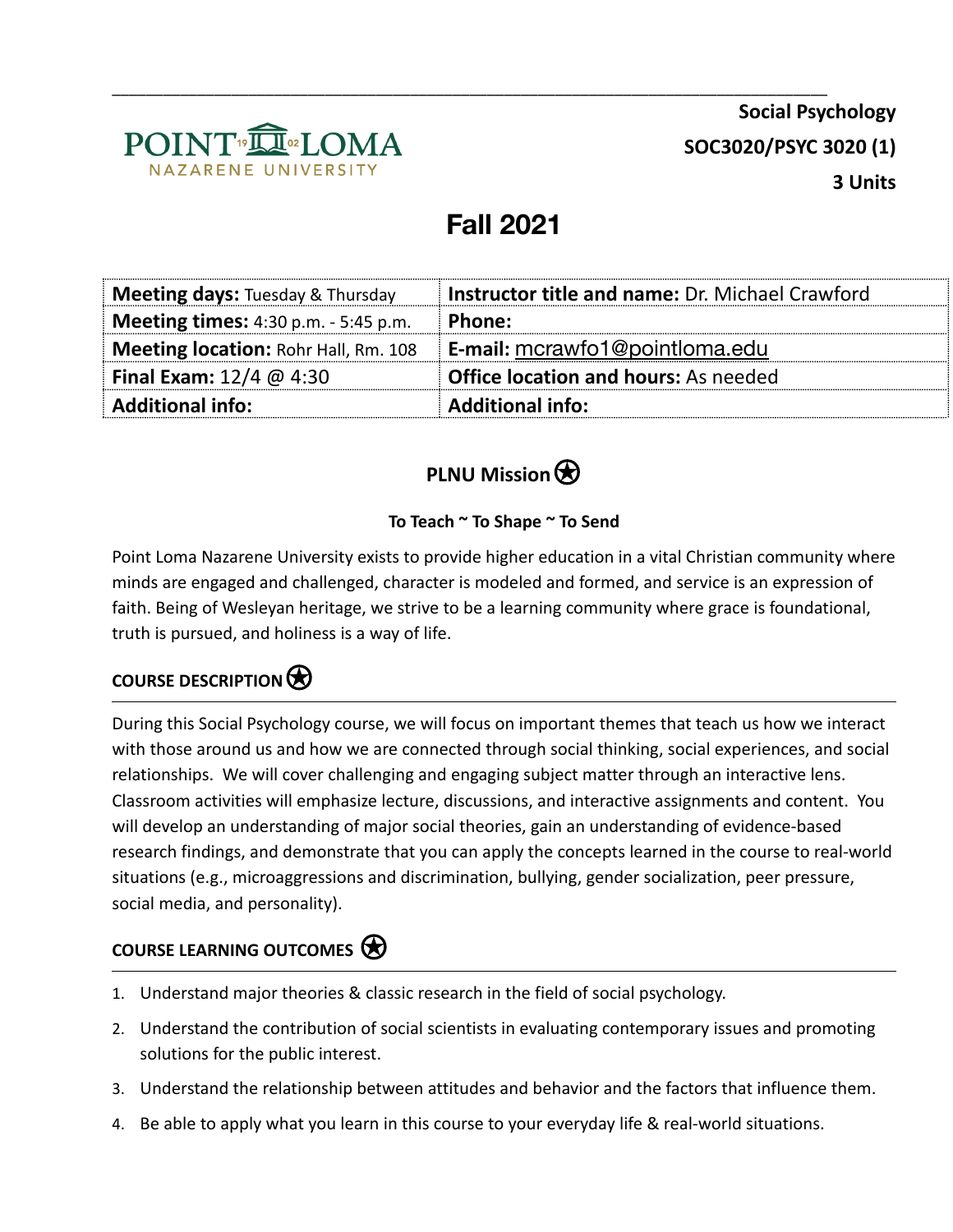**Social Psychology**

**SOC3020/PSYC 3020 (1)**

**3 Units**

# Fall 2021

| | |
|---|---|
| **Meeting days:** Tuesday & Thursday | **Instructor title and name:** Dr. Michael Crawford |
| **Meeting times:** 4:30 p.m. - 5:45 p.m. | **Phone:** |
| **Meeting location:** Rohr Hall, Rm. 108 | **E-mail:** mcrawfo1@pointloma.edu |
| **Final Exam:** 12/4 @ 4:30 | **Office location and hours:** As needed |
| **Additional info:** | **Additional info:** |

## PLNU Mission

**To Teach ~ To Shape ~ To Send**

Point Loma Nazarene University exists to provide higher education in a vital Christian community where minds are engaged and challenged, character is modeled and formed, and service is an expression of faith. Being of Wesleyan heritage, we strive to be a learning community where grace is foundational, truth is pursued, and holiness is a way of life.

## COURSE DESCRIPTION

During this Social Psychology course, we will focus on important themes that teach us how we interact with those around us and how we are connected through social thinking, social experiences, and social relationships. We will cover challenging and engaging subject matter through an interactive lens. Classroom activities will emphasize lecture, discussions, and interactive assignments and content. You will develop an understanding of major social theories, gain an understanding of evidence-based research findings, and demonstrate that you can apply the concepts learned in the course to real-world situations (e.g., microaggressions and discrimination, bullying, gender socialization, peer pressure, social media, and personality).

## COURSE LEARNING OUTCOMES

1. Understand major theories & classic research in the field of social psychology.
2. Understand the contribution of social scientists in evaluating contemporary issues and promoting solutions for the public interest.
3. Understand the relationship between attitudes and behavior and the factors that influence them.
4. Be able to apply what you learn in this course to your everyday life & real-world situations.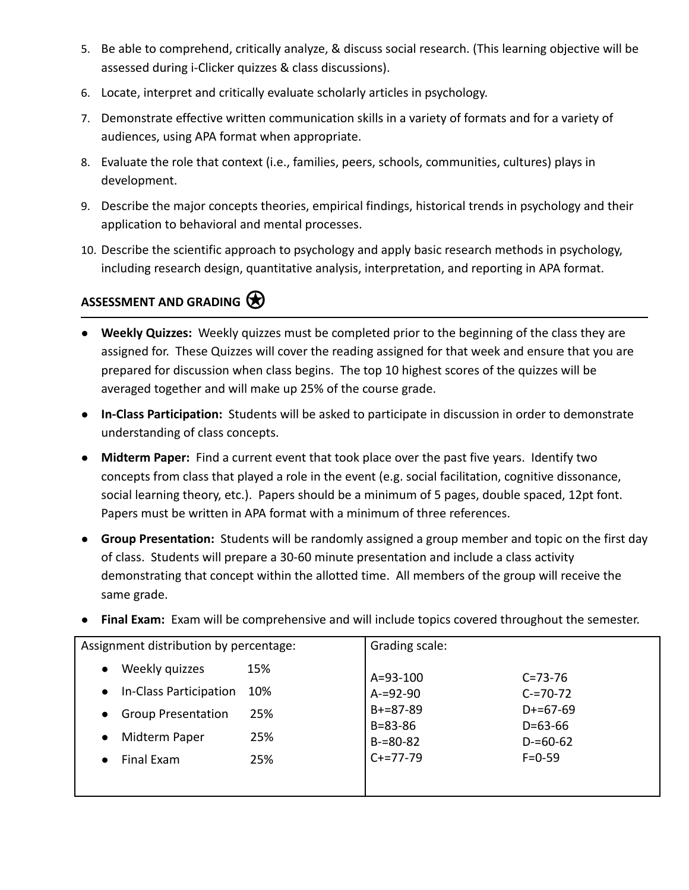5. Be able to comprehend, critically analyze, & discuss social research. (This learning objective will be assessed during i-Clicker quizzes & class discussions).
6. Locate, interpret and critically evaluate scholarly articles in psychology.
7. Demonstrate effective written communication skills in a variety of formats and for a variety of audiences, using APA format when appropriate.
8. Evaluate the role that context (i.e., families, peers, schools, communities, cultures) plays in development.
9. Describe the major concepts theories, empirical findings, historical trends in psychology and their application to behavioral and mental processes.
10. Describe the scientific approach to psychology and apply basic research methods in psychology, including research design, quantitative analysis, interpretation, and reporting in APA format.

## ASSESSMENT AND GRADING ✪

- **Weekly Quizzes:** Weekly quizzes must be completed prior to the beginning of the class they are assigned for. These Quizzes will cover the reading assigned for that week and ensure that you are prepared for discussion when class begins. The top 10 highest scores of the quizzes will be averaged together and will make up 25% of the course grade.
- **In-Class Participation:** Students will be asked to participate in discussion in order to demonstrate understanding of class concepts.
- **Midterm Paper:** Find a current event that took place over the past five years. Identify two concepts from class that played a role in the event (e.g. social facilitation, cognitive dissonance, social learning theory, etc.). Papers should be a minimum of 5 pages, double spaced, 12pt font. Papers must be written in APA format with a minimum of three references.
- **Group Presentation:** Students will be randomly assigned a group member and topic on the first day of class. Students will prepare a 30-60 minute presentation and include a class activity demonstrating that concept within the allotted time. All members of the group will receive the same grade.
- **Final Exam:** Exam will be comprehensive and will include topics covered throughout the semester.

| Assignment distribution by percentage: | | Grading scale: | |
|---|---|---|---|
| • Weekly quizzes | 15% | A=93-100 | C=73-76 |
| • In-Class Participation | 10% | A-=92-90 | C-=70-72 |
| • Group Presentation | 25% | B+=87-89 | D+=67-69 |
| • Midterm Paper | 25% | B=83-86 | D=63-66 |
| • Final Exam | 25% | B-=80-82 | D-=60-62 |
| | | C+=77-79 | F=0-59 |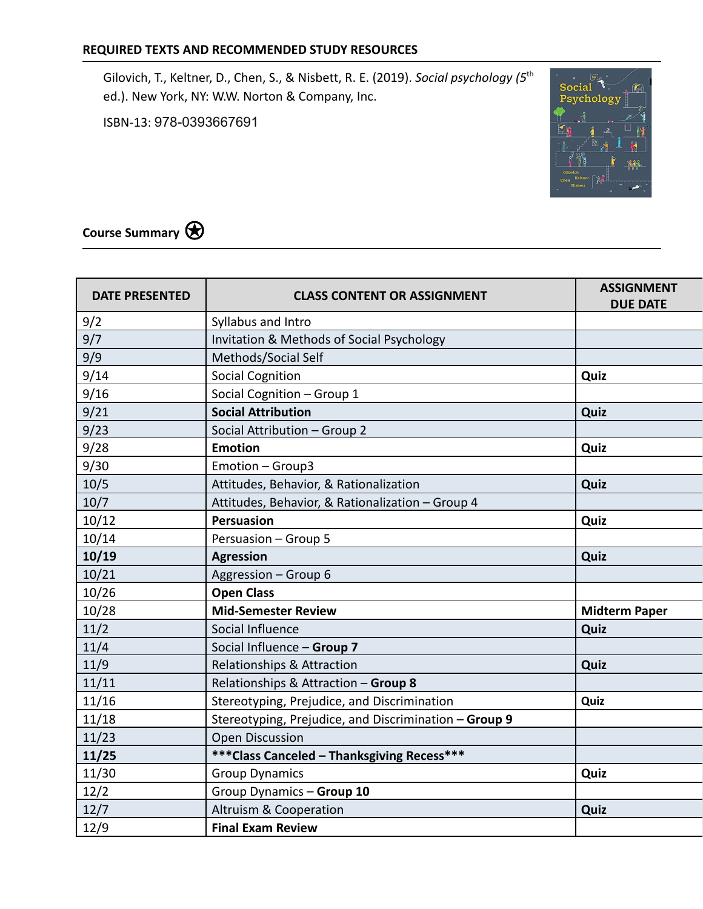## REQUIRED TEXTS AND RECOMMENDED STUDY RESOURCES

Gilovich, T., Keltner, D., Chen, S., & Nisbett, R. E. (2019). *Social psychology (5th ed.)*. New York, NY: W.W. Norton & Company, Inc.

ISBN-13: 978-0393667691

## Course Summary

| DATE PRESENTED | CLASS CONTENT OR ASSIGNMENT | ASSIGNMENT DUE DATE |
|---|---|---|
| 9/2 | Syllabus and Intro | |
| 9/7 | Invitation & Methods of Social Psychology | |
| 9/9 | Methods/Social Self | |
| 9/14 | Social Cognition | **Quiz** |
| 9/16 | Social Cognition – Group 1 | |
| 9/21 | **Social Attribution** | **Quiz** |
| 9/23 | Social Attribution – Group 2 | |
| 9/28 | **Emotion** | **Quiz** |
| 9/30 | Emotion – Group3 | |
| 10/5 | Attitudes, Behavior, & Rationalization | **Quiz** |
| 10/7 | Attitudes, Behavior, & Rationalization – Group 4 | |
| 10/12 | **Persuasion** | **Quiz** |
| 10/14 | Persuasion – Group 5 | |
| **10/19** | **Agression** | **Quiz** |
| 10/21 | Aggression – Group 6 | |
| 10/26 | **Open Class** | |
| 10/28 | **Mid-Semester Review** | **Midterm Paper** |
| 11/2 | Social Influence | **Quiz** |
| 11/4 | Social Influence – **Group 7** | |
| 11/9 | Relationships & Attraction | **Quiz** |
| 11/11 | Relationships & Attraction – **Group 8** | |
| 11/16 | Stereotyping, Prejudice, and Discrimination | **Quiz** |
| 11/18 | Stereotyping, Prejudice, and Discrimination – **Group 9** | |
| 11/23 | Open Discussion | |
| **11/25** | **\*\*\*Class Canceled – Thanksgiving Recess\*\*\*** | |
| 11/30 | Group Dynamics | **Quiz** |
| 12/2 | Group Dynamics – **Group 10** | |
| 12/7 | Altruism & Cooperation | **Quiz** |
| 12/9 | **Final Exam Review** | |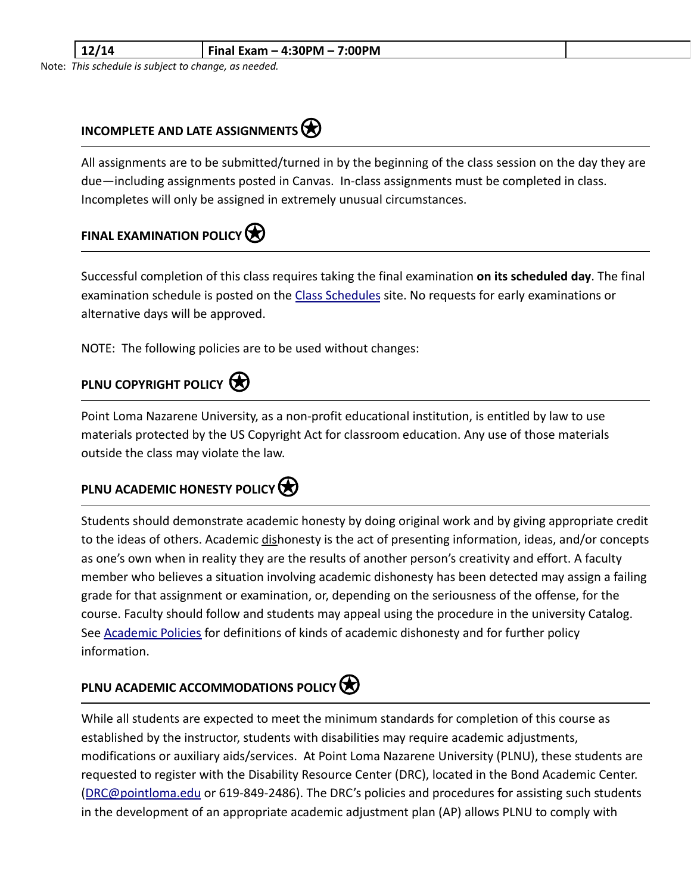| 12/14 | **Final Exam – 4:30PM – 7:00PM** | |
|---|---|---|

Note: *This schedule is subject to change, as needed.*

### INCOMPLETE AND LATE ASSIGNMENTS

All assignments are to be submitted/turned in by the beginning of the class session on the day they are due—including assignments posted in Canvas. In-class assignments must be completed in class. Incompletes will only be assigned in extremely unusual circumstances.

### FINAL EXAMINATION POLICY

Successful completion of this class requires taking the final examination **on its scheduled day**. The final examination schedule is posted on the [Class Schedules](Class Schedules) site. No requests for early examinations or alternative days will be approved.

NOTE: The following policies are to be used without changes:

### PLNU COPYRIGHT POLICY

Point Loma Nazarene University, as a non-profit educational institution, is entitled by law to use materials protected by the US Copyright Act for classroom education. Any use of those materials outside the class may violate the law.

### PLNU ACADEMIC HONESTY POLICY

Students should demonstrate academic honesty by doing original work and by giving appropriate credit to the ideas of others. Academic <u>dis</u>honesty is the act of presenting information, ideas, and/or concepts as one's own when in reality they are the results of another person's creativity and effort. A faculty member who believes a situation involving academic dishonesty has been detected may assign a failing grade for that assignment or examination, or, depending on the seriousness of the offense, for the course. Faculty should follow and students may appeal using the procedure in the university Catalog. See [Academic Policies](Academic Policies) for definitions of kinds of academic dishonesty and for further policy information.

### PLNU ACADEMIC ACCOMMODATIONS POLICY

While all students are expected to meet the minimum standards for completion of this course as established by the instructor, students with disabilities may require academic adjustments, modifications or auxiliary aids/services. At Point Loma Nazarene University (PLNU), these students are requested to register with the Disability Resource Center (DRC), located in the Bond Academic Center. ([DRC@pointloma.edu](mailto:DRC@pointloma.edu) or 619-849-2486). The DRC's policies and procedures for assisting such students in the development of an appropriate academic adjustment plan (AP) allows PLNU to comply with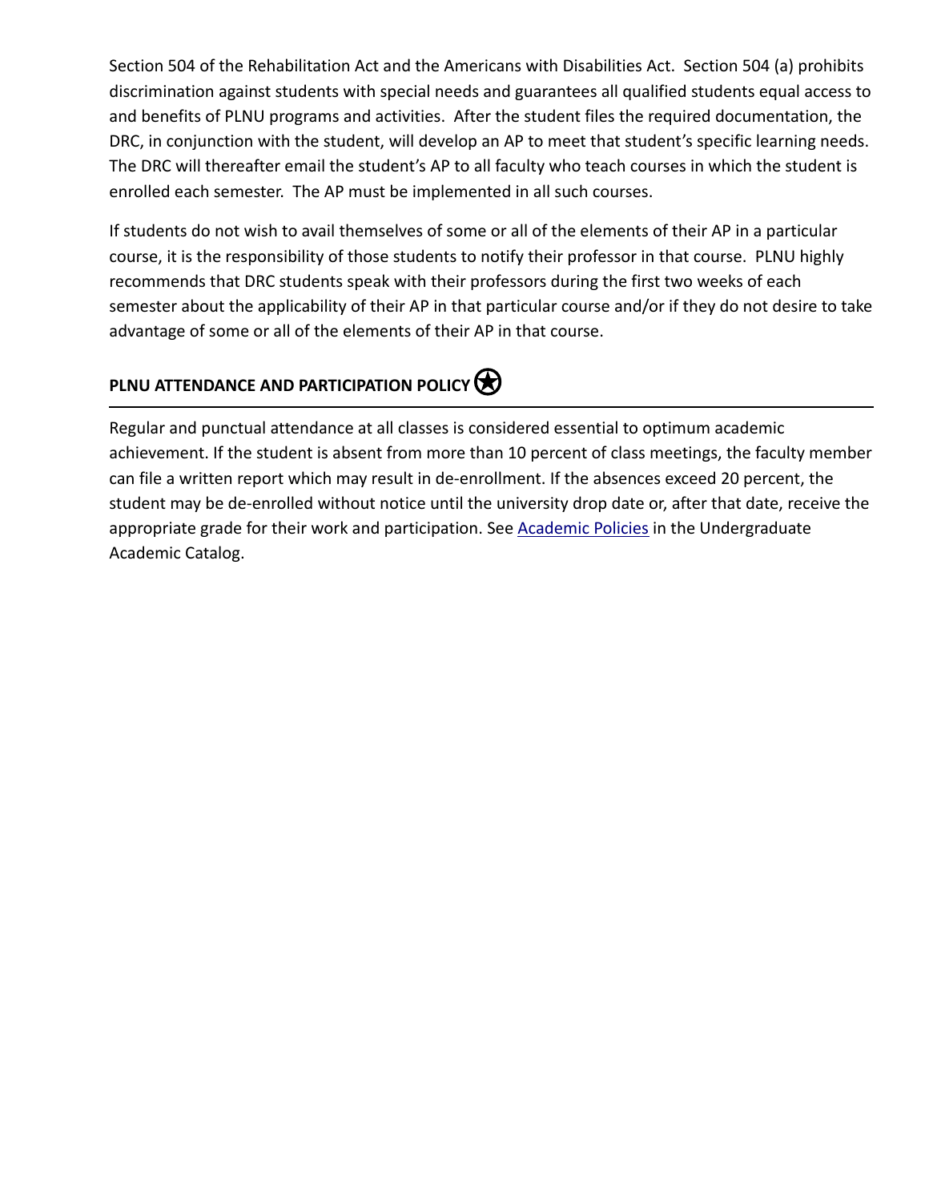Section 504 of the Rehabilitation Act and the Americans with Disabilities Act. Section 504 (a) prohibits discrimination against students with special needs and guarantees all qualified students equal access to and benefits of PLNU programs and activities. After the student files the required documentation, the DRC, in conjunction with the student, will develop an AP to meet that student's specific learning needs. The DRC will thereafter email the student's AP to all faculty who teach courses in which the student is enrolled each semester. The AP must be implemented in all such courses.

If students do not wish to avail themselves of some or all of the elements of their AP in a particular course, it is the responsibility of those students to notify their professor in that course. PLNU highly recommends that DRC students speak with their professors during the first two weeks of each semester about the applicability of their AP in that particular course and/or if they do not desire to take advantage of some or all of the elements of their AP in that course.

## PLNU ATTENDANCE AND PARTICIPATION POLICY

Regular and punctual attendance at all classes is considered essential to optimum academic achievement. If the student is absent from more than 10 percent of class meetings, the faculty member can file a written report which may result in de-enrollment. If the absences exceed 20 percent, the student may be de-enrolled without notice until the university drop date or, after that date, receive the appropriate grade for their work and participation. See Academic Policies in the Undergraduate Academic Catalog.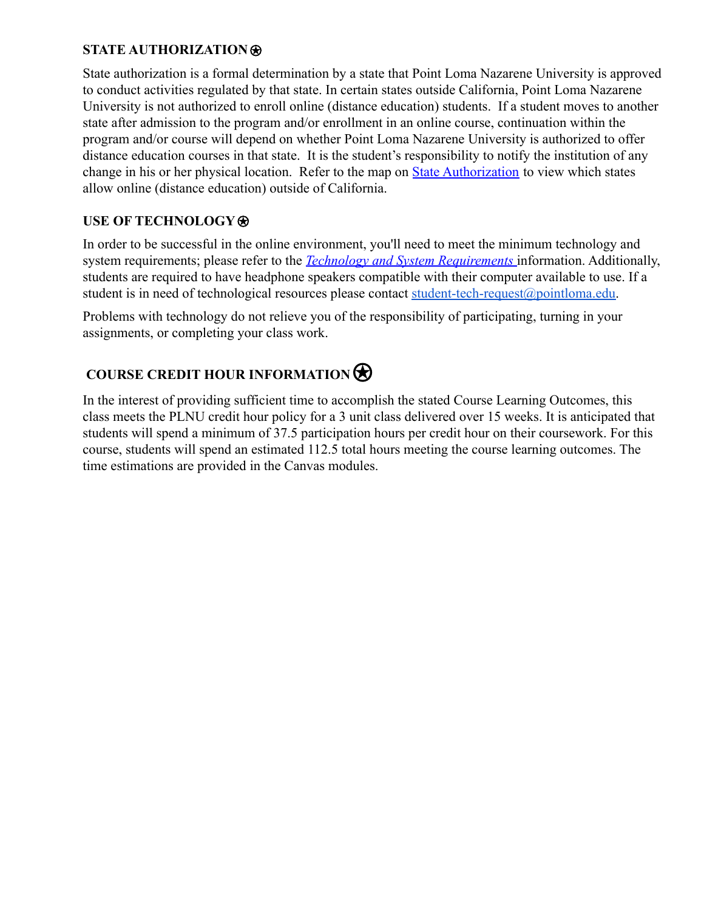**STATE AUTHORIZATION** ⍟

State authorization is a formal determination by a state that Point Loma Nazarene University is approved to conduct activities regulated by that state. In certain states outside California, Point Loma Nazarene University is not authorized to enroll online (distance education) students. If a student moves to another state after admission to the program and/or enrollment in an online course, continuation within the program and/or course will depend on whether Point Loma Nazarene University is authorized to offer distance education courses in that state. It is the student's responsibility to notify the institution of any change in his or her physical location. Refer to the map on [State Authorization] to view which states allow online (distance education) outside of California.

**USE OF TECHNOLOGY** ⍟

In order to be successful in the online environment, you'll need to meet the minimum technology and system requirements; please refer to the *Technology and System Requirements* information. Additionally, students are required to have headphone speakers compatible with their computer available to use. If a student is in need of technological resources please contact student-tech-request@pointloma.edu.

Problems with technology do not relieve you of the responsibility of participating, turning in your assignments, or completing your class work.

**COURSE CREDIT HOUR INFORMATION** ⍟

In the interest of providing sufficient time to accomplish the stated Course Learning Outcomes, this class meets the PLNU credit hour policy for a 3 unit class delivered over 15 weeks. It is anticipated that students will spend a minimum of 37.5 participation hours per credit hour on their coursework. For this course, students will spend an estimated 112.5 total hours meeting the course learning outcomes. The time estimations are provided in the Canvas modules.